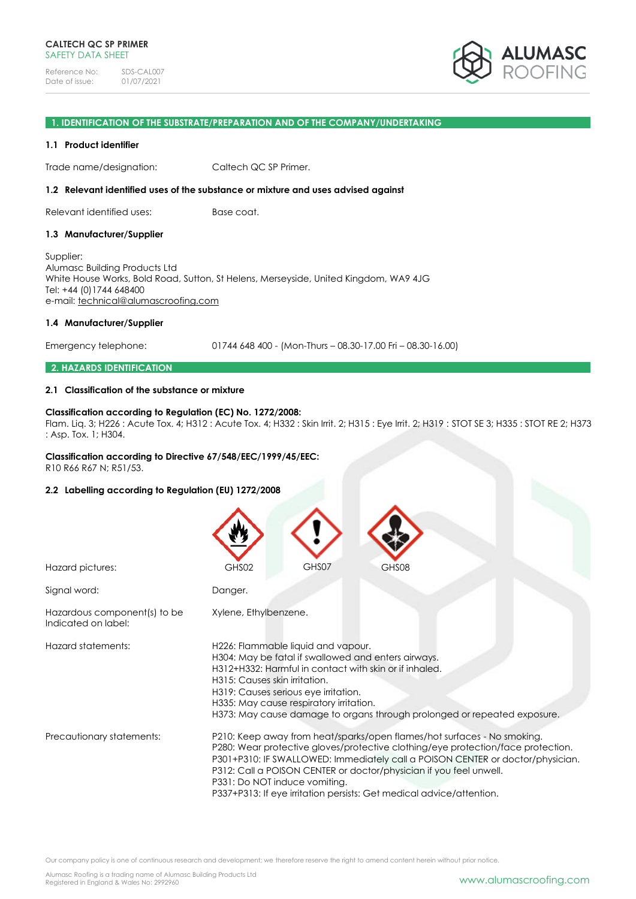**CALTECH QC SP PRIMER**
SAFETY DATA SHEET

Reference No: SDS-CAL007
Date of issue: 01/07/2021

## 1. IDENTIFICATION OF THE SUBSTRATE/PREPARATION AND OF THE COMPANY/UNDERTAKING

### 1.1 Product identifier

Trade name/designation: Caltech QC SP Primer.

### 1.2 Relevant identified uses of the substance or mixture and uses advised against

Relevant identified uses: Base coat.

### 1.3 Manufacturer/Supplier

Supplier:
Alumasc Building Products Ltd
White House Works, Bold Road, Sutton, St Helens, Merseyside, United Kingdom, WA9 4JG
Tel: +44 (0)1744 648400
e-mail: technical@alumascroofing.com

### 1.4 Manufacturer/Supplier

Emergency telephone: 01744 648 400 - (Mon-Thurs – 08.30-17.00 Fri – 08.30-16.00)

## 2. HAZARDS IDENTIFICATION

### 2.1 Classification of the substance or mixture

**Classification according to Regulation (EC) No. 1272/2008:**
Flam. Liq. 3; H226 : Acute Tox. 4; H312 : Acute Tox. 4; H332 : Skin Irrit. 2; H315 : Eye Irrit. 2; H319 : STOT SE 3; H335 : STOT RE 2; H373 : Asp. Tox. 1; H304.

**Classification according to Directive 67/548/EEC/1999/45/EEC:**
R10 R66 R67 N; R51/53.

### 2.2 Labelling according to Regulation (EU) 1272/2008

Hazard pictures: GHS02 GHS07 GHS08

Signal word: Danger.

Hazardous component(s) to be Indicated on label: Xylene, Ethylbenzene.

Hazard statements:
H226: Flammable liquid and vapour.
H304: May be fatal if swallowed and enters airways.
H312+H332: Harmful in contact with skin or if inhaled.
H315: Causes skin irritation.
H319: Causes serious eye irritation.
H335: May cause respiratory irritation.
H373: May cause damage to organs through prolonged or repeated exposure.

Precautionary statements:
P210: Keep away from heat/sparks/open flames/hot surfaces - No smoking.
P280: Wear protective gloves/protective clothing/eye protection/face protection.
P301+P310: IF SWALLOWED: Immediately call a POISON CENTER or doctor/physician.
P312: Call a POISON CENTER or doctor/physician if you feel unwell.
P331: Do NOT induce vomiting.
P337+P313: If eye irritation persists: Get medical advice/attention.

Our company policy is one of continuous research and development; we therefore reserve the right to amend content herein without prior notice.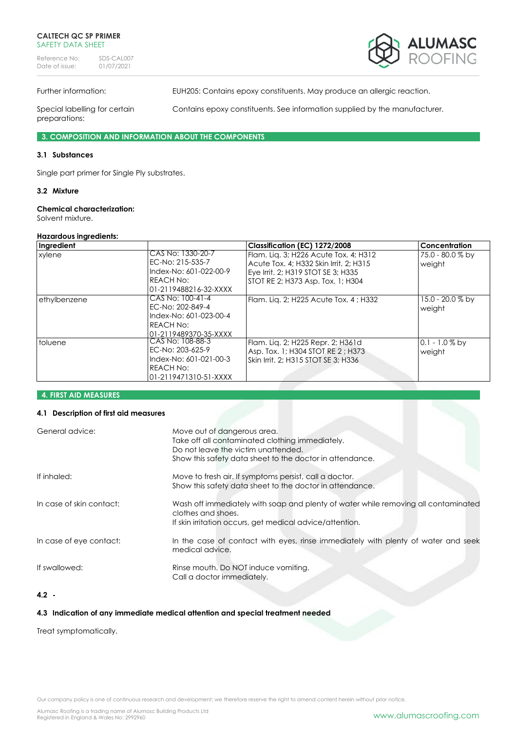| | |
|---|---|
| Further information: | EUH205: Contains epoxy constituents. May produce an allergic reaction. |
| Special labelling for certain preparations: | Contains epoxy constituents. See information supplied by the manufacturer. |

## 3. COMPOSITION AND INFORMATION ABOUT THE COMPONENTS

### 3.1 Substances

Single part primer for Single Ply substrates.

### 3.2 Mixture

**Chemical characterization:**
Solvent mixture.

**Hazardous ingredients:**

| Ingredient | | Classification (EC) 1272/2008 | Concentration |
|---|---|---|---|
| xylene | CAS No: 1330-20-7 EC-No: 215-535-7 Index-No: 601-022-00-9 REACH No: 01-2119488216-32-XXXX | Flam. Liq. 3; H226 Acute Tox. 4; H312 Acute Tox. 4; H332 Skin Irrit. 2; H315 Eye Irrit. 2; H319 STOT SE 3; H335 STOT RE 2; H373 Asp. Tox. 1; H304 | 75.0 - 80.0 % by weight |
| ethylbenzene | CAS No: 100-41-4 EC-No: 202-849-4 Index-No: 601-023-00-4 REACH No: 01-2119489370-35-XXXX | Flam. Liq. 2; H225 Acute Tox. 4 ; H332 | 15.0 - 20.0 % by weight |
| toluene | CAS No: 108-88-3 EC-No: 203-625-9 Index-No: 601-021-00-3 REACH No: 01-2119471310-51-XXXX | Flam. Liq. 2; H225 Repr. 2; H361d Asp. Tox. 1; H304 STOT RE 2 ; H373 Skin Irrit. 2; H315 STOT SE 3; H336 | 0.1 - 1.0 % by weight |

## 4. FIRST AID MEASURES

### 4.1 Description of first aid measures

| | |
|---|---|
| General advice: | Move out of dangerous area. Take off all contaminated clothing immediately. Do not leave the victim unattended. Show this safety data sheet to the doctor in attendance. |
| If inhaled: | Move to fresh air. If symptoms persist, call a doctor. Show this safety data sheet to the doctor in attendance. |
| In case of skin contact: | Wash off immediately with soap and plenty of water while removing all contaminated clothes and shoes. If skin irritation occurs, get medical advice/attention. |
| In case of eye contact: | In the case of contact with eyes, rinse immediately with plenty of water and seek medical advice. |
| If swallowed: | Rinse mouth. Do NOT induce vomiting. Call a doctor immediately. |

### 4.2 -

### 4.3 Indication of any immediate medical attention and special treatment needed

Treat symptomatically.

Our company policy is one of continuous research and development; we therefore reserve the right to amend content herein without prior notice.

Alumasc Roofing is a trading name of Alumasc Building Products Ltd
Registered in England & Wales No: 2992960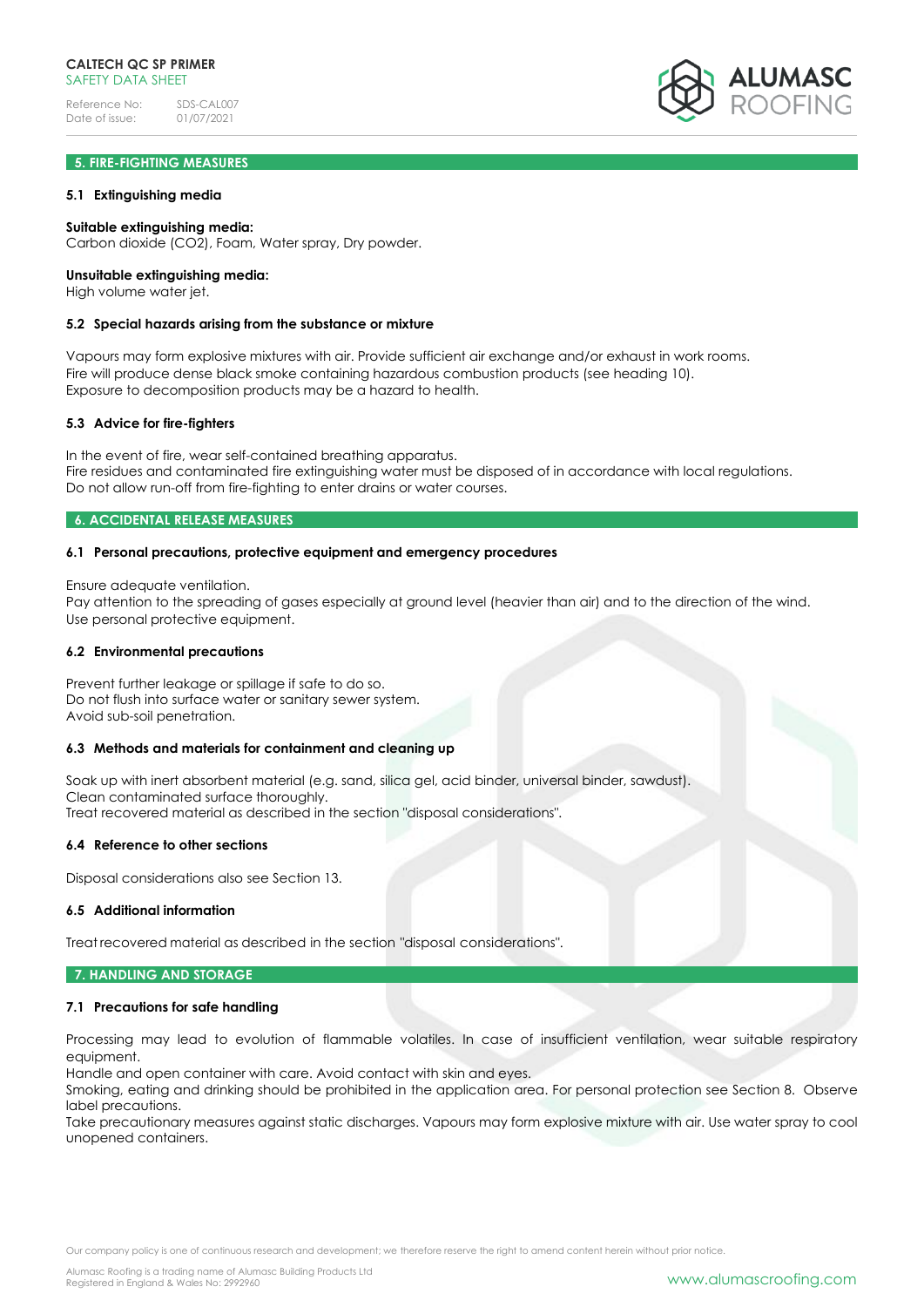## 5. FIRE-FIGHTING MEASURES

### 5.1 Extinguishing media

**Suitable extinguishing media:**
Carbon dioxide ($CO_2$), Foam, Water spray, Dry powder.

**Unsuitable extinguishing media:**
High volume water jet.

### 5.2 Special hazards arising from the substance or mixture

Vapours may form explosive mixtures with air. Provide sufficient air exchange and/or exhaust in work rooms.
Fire will produce dense black smoke containing hazardous combustion products (see heading 10).
Exposure to decomposition products may be a hazard to health.

### 5.3 Advice for fire-fighters

In the event of fire, wear self-contained breathing apparatus.
Fire residues and contaminated fire extinguishing water must be disposed of in accordance with local regulations.
Do not allow run-off from fire-fighting to enter drains or water courses.

## 6. ACCIDENTAL RELEASE MEASURES

### 6.1 Personal precautions, protective equipment and emergency procedures

Ensure adequate ventilation.
Pay attention to the spreading of gases especially at ground level (heavier than air) and to the direction of the wind.
Use personal protective equipment.

### 6.2 Environmental precautions

Prevent further leakage or spillage if safe to do so.
Do not flush into surface water or sanitary sewer system.
Avoid sub-soil penetration.

### 6.3 Methods and materials for containment and cleaning up

Soak up with inert absorbent material (e.g. sand, silica gel, acid binder, universal binder, sawdust).
Clean contaminated surface thoroughly.
Treat recovered material as described in the section "disposal considerations".

### 6.4 Reference to other sections

Disposal considerations also see Section 13.

### 6.5 Additional information

Treat recovered material as described in the section "disposal considerations".

## 7. HANDLING AND STORAGE

### 7.1 Precautions for safe handling

Processing may lead to evolution of flammable volatiles. In case of insufficient ventilation, wear suitable respiratory equipment.
Handle and open container with care. Avoid contact with skin and eyes.
Smoking, eating and drinking should be prohibited in the application area. For personal protection see Section 8. Observe label precautions.
Take precautionary measures against static discharges. Vapours may form explosive mixture with air. Use water spray to cool unopened containers.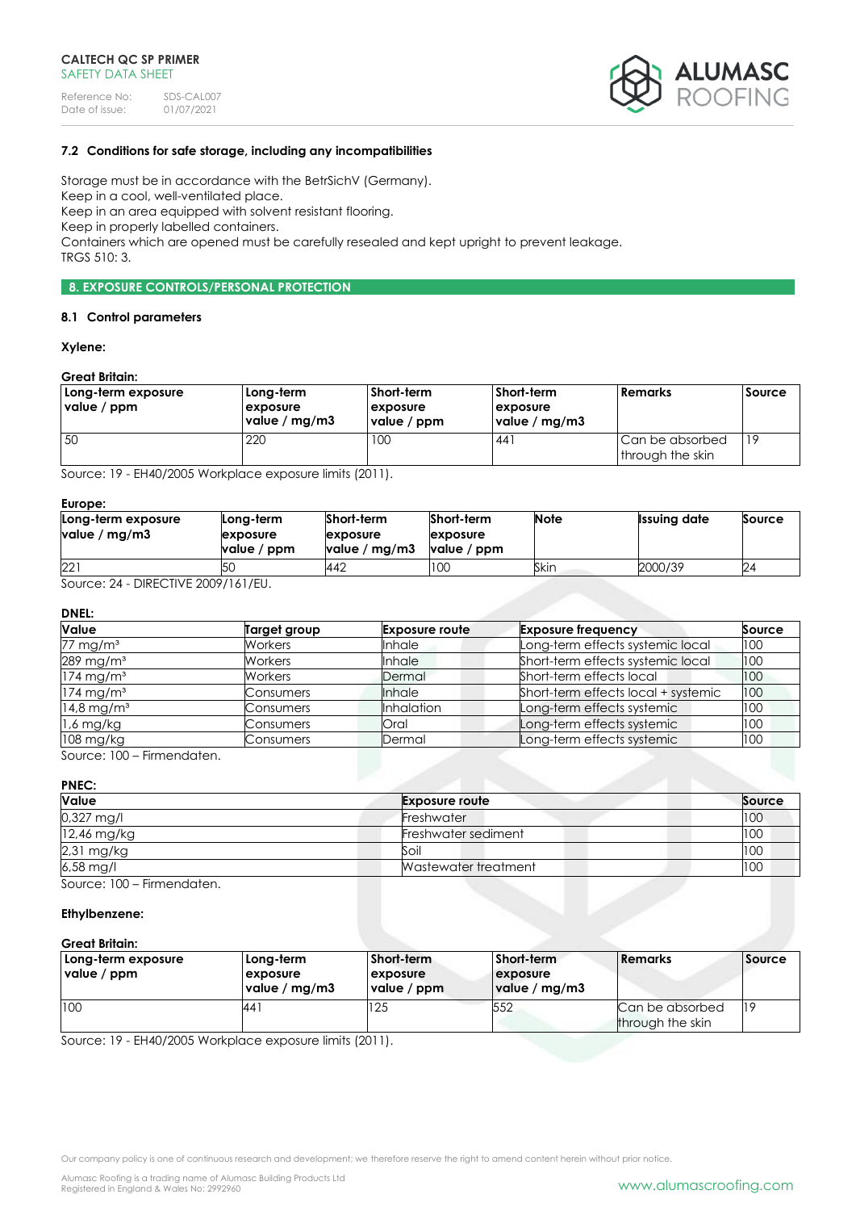### 7.2 Conditions for safe storage, including any incompatibilities

Storage must be in accordance with the BetrSichV (Germany).
Keep in a cool, well-ventilated place.
Keep in an area equipped with solvent resistant flooring.
Keep in properly labelled containers.
Containers which are opened must be carefully resealed and kept upright to prevent leakage.
TRGS 510: 3.

## 8. EXPOSURE CONTROLS/PERSONAL PROTECTION

### 8.1 Control parameters

**Xylene:**

**Great Britain:**

| Long-term exposure value / ppm | Long-term exposure value / mg/m3 | Short-term exposure value / ppm | Short-term exposure value / mg/m3 | Remarks | Source |
|---|---|---|---|---|---|
| 50 | 220 | 100 | 441 | Can be absorbed through the skin | 19 |

Source: 19 - EH40/2005 Workplace exposure limits (2011).

**Europe:**

| Long-term exposure value / mg/m3 | Long-term exposure value / ppm | Short-term exposure value / mg/m3 | Short-term exposure value / ppm | Note | Issuing date | Source |
|---|---|---|---|---|---|---|
| 221 | 50 | 442 | 100 | Skin | 2000/39 | 24 |

Source: 24 - DIRECTIVE 2009/161/EU.

**DNEL:**

| Value | Target group | Exposure route | Exposure frequency | Source |
|---|---|---|---|---|
| 77 mg/m³ | Workers | Inhale | Long-term effects systemic local | 100 |
| 289 mg/m³ | Workers | Inhale | Short-term effects systemic local | 100 |
| 174 mg/m³ | Workers | Dermal | Short-term effects local | 100 |
| 174 mg/m³ | Consumers | Inhale | Short-term effects local + systemic | 100 |
| 14,8 mg/m³ | Consumers | Inhalation | Long-term effects systemic | 100 |
| 1,6 mg/kg | Consumers | Oral | Long-term effects systemic | 100 |
| 108 mg/kg | Consumers | Dermal | Long-term effects systemic | 100 |

Source: 100 – Firmendaten.

**PNEC:**

| Value | Exposure route | Source |
|---|---|---|
| 0,327 mg/l | Freshwater | 100 |
| 12,46 mg/kg | Freshwater sediment | 100 |
| 2,31 mg/kg | Soil | 100 |
| 6,58 mg/l | Wastewater treatment | 100 |

Source: 100 – Firmendaten.

**Ethylbenzene:**

**Great Britain:**

| Long-term exposure value / ppm | Long-term exposure value / mg/m3 | Short-term exposure value / ppm | Short-term exposure value / mg/m3 | Remarks | Source |
|---|---|---|---|---|---|
| 100 | 441 | 125 | 552 | Can be absorbed through the skin | 19 |

Source: 19 - EH40/2005 Workplace exposure limits (2011).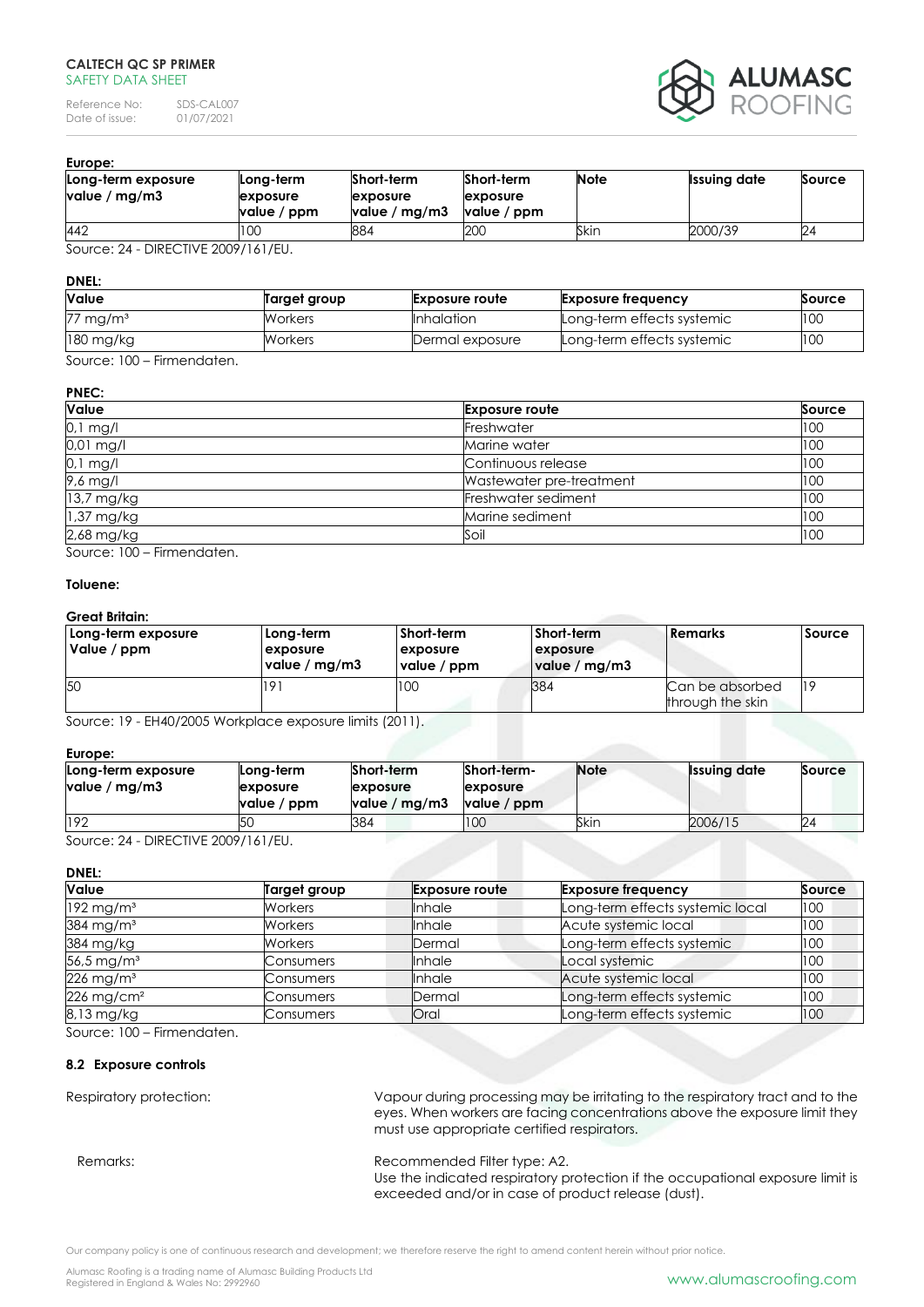**Europe:**

| Long-term exposure value / mg/m3 | Long-term exposure value / ppm | Short-term exposure value / mg/m3 | Short-term exposure value / ppm | Note | Issuing date | Source |
|---|---|---|---|---|---|---|
| 442 | 100 | 884 | 200 | Skin | 2000/39 | 24 |

Source: 24 - DIRECTIVE 2009/161/EU.

**DNEL:**

| Value | Target group | Exposure route | Exposure frequency | Source |
|---|---|---|---|---|
| 77 mg/m³ | Workers | Inhalation | Long-term effects systemic | 100 |
| 180 mg/kg | Workers | Dermal exposure | Long-term effects systemic | 100 |

Source: 100 – Firmendaten.

**PNEC:**

| Value | Exposure route | Source |
|---|---|---|
| 0,1 mg/l | Freshwater | 100 |
| 0,01 mg/l | Marine water | 100 |
| 0,1 mg/l | Continuous release | 100 |
| 9,6 mg/l | Wastewater pre-treatment | 100 |
| 13,7 mg/kg | Freshwater sediment | 100 |
| 1,37 mg/kg | Marine sediment | 100 |
| 2,68 mg/kg | Soil | 100 |

Source: 100 – Firmendaten.

**Toluene:**

**Great Britain:**

| Long-term exposure Value / ppm | Long-term exposure value / mg/m3 | Short-term exposure value / ppm | Short-term exposure value / mg/m3 | Remarks | Source |
|---|---|---|---|---|---|
| 50 | 191 | 100 | 384 | Can be absorbed through the skin | 19 |

Source: 19 - EH40/2005 Workplace exposure limits (2011).

**Europe:**

| Long-term exposure value / mg/m3 | Long-term exposure value / ppm | Short-term exposure value / mg/m3 | Short-term- exposure value / ppm | Note | Issuing date | Source |
|---|---|---|---|---|---|---|
| 192 | 50 | 384 | 100 | Skin | 2006/15 | 24 |

Source: 24 - DIRECTIVE 2009/161/EU.

**DNEL:**

| Value | Target group | Exposure route | Exposure frequency | Source |
|---|---|---|---|---|
| 192 mg/m³ | Workers | Inhale | Long-term effects systemic local | 100 |
| 384 mg/m³ | Workers | Inhale | Acute systemic local | 100 |
| 384 mg/kg | Workers | Dermal | Long-term effects systemic | 100 |
| 56,5 mg/m³ | Consumers | Inhale | Local systemic | 100 |
| 226 mg/m³ | Consumers | Inhale | Acute systemic local | 100 |
| 226 mg/cm² | Consumers | Dermal | Long-term effects systemic | 100 |
| 8,13 mg/kg | Consumers | Oral | Long-term effects systemic | 100 |

Source: 100 – Firmendaten.

### 8.2 Exposure controls

Respiratory protection: Vapour during processing may be irritating to the respiratory tract and to the eyes. When workers are facing concentrations above the exposure limit they must use appropriate certified respirators.

Remarks: Recommended Filter type: A2.
Use the indicated respiratory protection if the occupational exposure limit is exceeded and/or in case of product release (dust).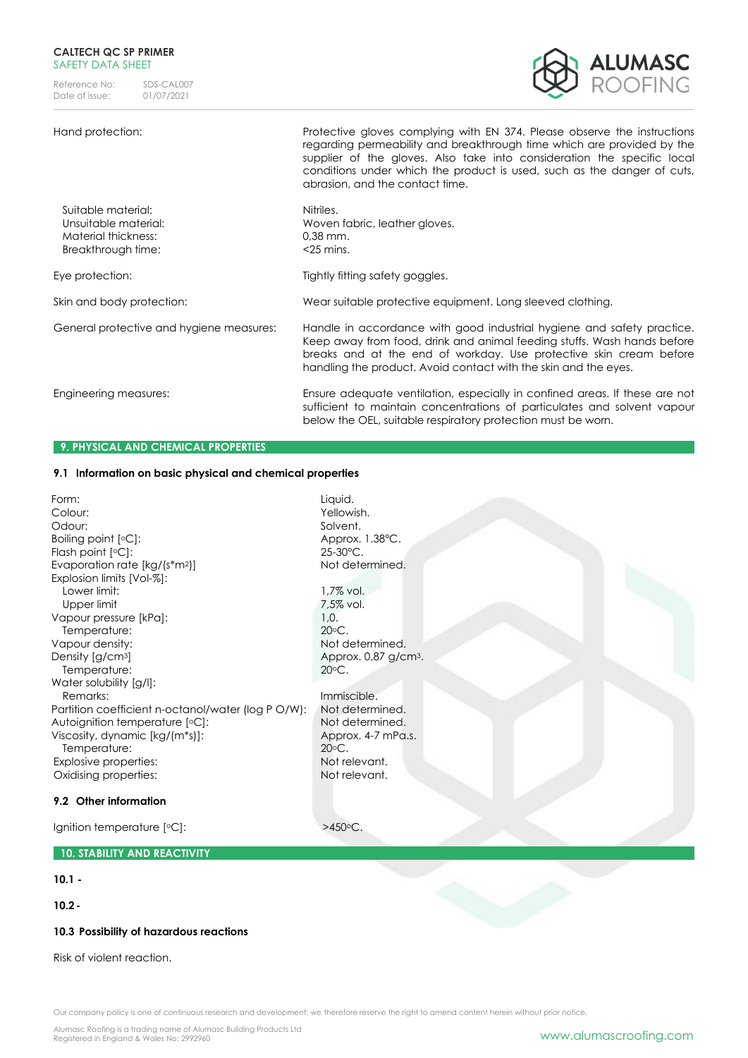| | |
|---|---|
| Hand protection: | Protective gloves complying with EN 374. Please observe the instructions regarding permeability and breakthrough time which are provided by the supplier of the gloves. Also take into consideration the specific local conditions under which the product is used, such as the danger of cuts, abrasion, and the contact time. |
| Suitable material: | Nitriles. |
| Unsuitable material: | Woven fabric, leather gloves. |
| Material thickness: | 0,38 mm. |
| Breakthrough time: | <25 mins. |
| Eye protection: | Tightly fitting safety goggles. |
| Skin and body protection: | Wear suitable protective equipment. Long sleeved clothing. |
| General protective and hygiene measures: | Handle in accordance with good industrial hygiene and safety practice. Keep away from food, drink and animal feeding stuffs. Wash hands before breaks and at the end of workday. Use protective skin cream before handling the product. Avoid contact with the skin and the eyes. |
| Engineering measures: | Ensure adequate ventilation, especially in confined areas. If these are not sufficient to maintain concentrations of particulates and solvent vapour below the OEL, suitable respiratory protection must be worn. |

## 9. PHYSICAL AND CHEMICAL PROPERTIES

### 9.1 Information on basic physical and chemical properties

| | |
|---|---|
| Form: | Liquid. |
| Colour: | Yellowish. |
| Odour: | Solvent. |
| Boiling point [ºC]: | Approx. 1.38ºC. |
| Flash point [ºC]: | 25-30ºC. |
| Evaporation rate [kg/(s*m²)] | Not determined. |
| Explosion limits [Vol-%]: | |
| Lower limit: | 1,7% vol. |
| Upper limit | 7,5% vol. |
| Vapour pressure [kPa]: | 1,0. |
| Temperature: | 20ºC. |
| Vapour density: | Not determined. |
| Density [g/cm³] | Approx. 0,87 g/cm³. |
| Temperature: | 20ºC. |
| Water solubility [g/l]: | |
| Remarks: | Immiscible. |
| Partition coefficient n-octanol/water (log P O/W): | Not determined. |
| Autoignition temperature [ºC]: | Not determined. |
| Viscosity, dynamic [kg/(m*s)]: | Approx. 4-7 mPa.s. |
| Temperature: | 20ºC. |
| Explosive properties: | Not relevant. |
| Oxidising properties: | Not relevant. |

### 9.2 Other information

| | |
|---|---|
| Ignition temperature [ºC]: | >450ºC. |

## 10. STABILITY AND REACTIVITY

**10.1 -**

**10.2 -**

### 10.3 Possibility of hazardous reactions

Risk of violent reaction.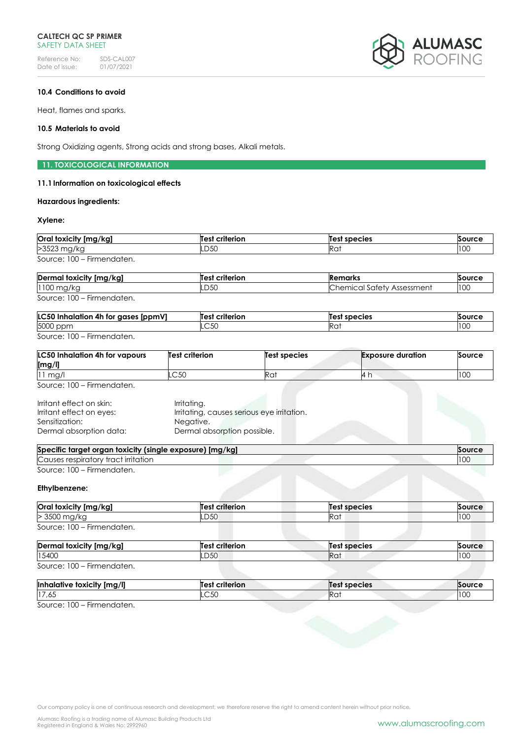### 10.4 Conditions to avoid

Heat, flames and sparks.

### 10.5 Materials to avoid

Strong Oxidizing agents, Strong acids and strong bases, Alkali metals.

## 11. TOXICOLOGICAL INFORMATION

### 11.1 Information on toxicological effects

**Hazardous ingredients:**

**Xylene:**

| Oral toxicity [mg/kg] | Test criterion | Test species | Source |
|---|---|---|---|
| >3523 mg/kg | LD50 | Rat | 100 |

Source: 100 – Firmendaten.

| Dermal toxicity [mg/kg] | Test criterion | Remarks | Source |
|---|---|---|---|
| 1100 mg/kg | LD50 | Chemical Safety Assessment | 100 |

Source: 100 – Firmendaten.

| LC50 Inhalation 4h for gases [ppmV] | Test criterion | Test species | Source |
|---|---|---|---|
| 5000 ppm | LC50 | Rat | 100 |

Source: 100 – Firmendaten.

| LC50 Inhalation 4h for vapours [mg/l] | Test criterion | Test species | Exposure duration | Source |
|---|---|---|---|---|
| 11 mg/l | LC50 | Rat | 4 h | 100 |

Source: 100 – Firmendaten.

Irritant effect on skin: Irritating.
Irritant effect on eyes: Irritating, causes serious eye irritation.
Sensitization: Negative.
Dermal absorption data: Dermal absorption possible.

| Specific target organ toxicity (single exposure) [mg/kg] | Source |
|---|---|
| Causes respiratory tract irritation | 100 |

Source: 100 – Firmendaten.

**Ethylbenzene:**

| Oral toxicity [mg/kg] | Test criterion | Test species | Source |
|---|---|---|---|
| > 3500 mg/kg | LD50 | Rat | 100 |

Source: 100 – Firmendaten.

| Dermal toxicity [mg/kg] | Test criterion | Test species | Source |
|---|---|---|---|
| 15400 | LD50 | Rat | 100 |

Source: 100 – Firmendaten.

| Inhalative toxicity [mg/l] | Test criterion | Test species | Source |
|---|---|---|---|
| 17,65 | LC50 | Rat | 100 |

Source: 100 – Firmendaten.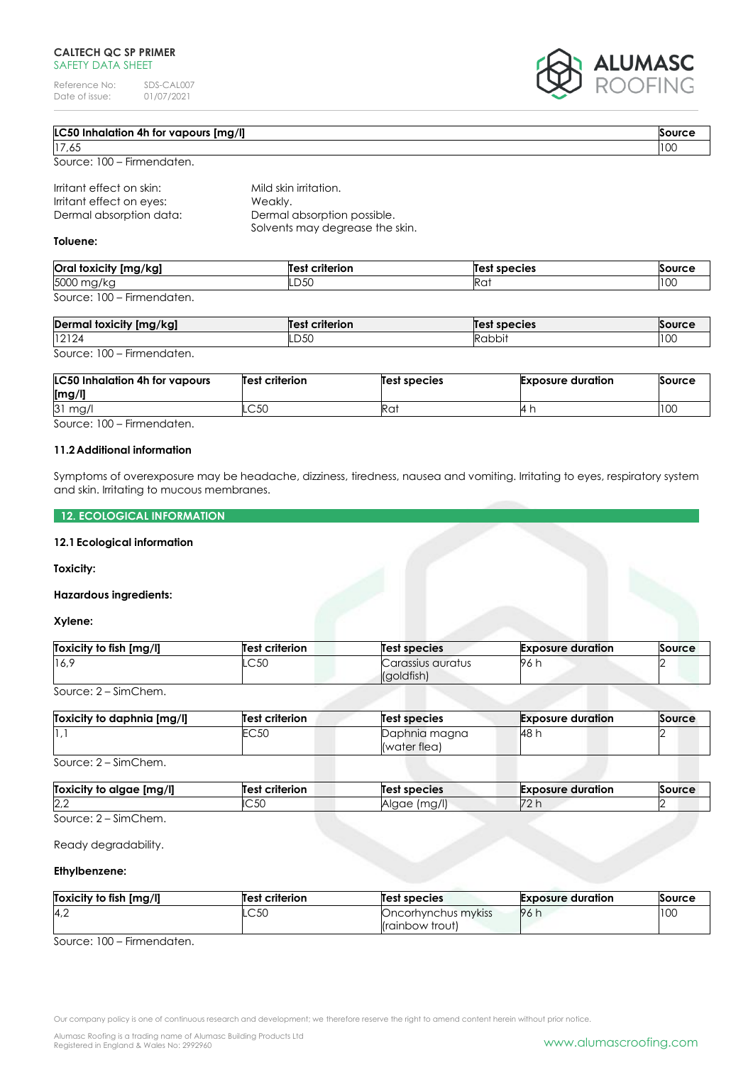| LC50 Inhalation 4h for vapours [mg/l] | Source |
|---|---|
| 17,65 | 100 |

Source: 100 – Firmendaten.

Irritant effect on skin: Mild skin irritation.
Irritant effect on eyes: Weakly.
Dermal absorption data: Dermal absorption possible.
Solvents may degrease the skin.

**Toluene:**

| Oral toxicity [mg/kg] | Test criterion | Test species | Source |
|---|---|---|---|
| 5000 mg/kg | LD50 | Rat | 100 |

Source: 100 – Firmendaten.

| Dermal toxicity [mg/kg] | Test criterion | Test species | Source |
|---|---|---|---|
| 12124 | LD50 | Rabbit | 100 |

Source: 100 – Firmendaten.

| LC50 Inhalation 4h for vapours [mg/l] | Test criterion | Test species | Exposure duration | Source |
|---|---|---|---|---|
| 31 mg/l | LC50 | Rat | 4 h | 100 |

Source: 100 – Firmendaten.

**11.2 Additional information**

Symptoms of overexposure may be headache, dizziness, tiredness, nausea and vomiting. Irritating to eyes, respiratory system and skin. Irritating to mucous membranes.

## 12. ECOLOGICAL INFORMATION

**12.1 Ecological information**

**Toxicity:**

**Hazardous ingredients:**

**Xylene:**

| Toxicity to fish [mg/l] | Test criterion | Test species | Exposure duration | Source |
|---|---|---|---|---|
| 16,9 | LC50 | Carassius auratus (goldfish) | 96 h | 2 |

Source: 2 – SimChem.

| Toxicity to daphnia [mg/l] | Test criterion | Test species | Exposure duration | Source |
|---|---|---|---|---|
| 1,1 | EC50 | Daphnia magna (water flea) | 48 h | 2 |

Source: 2 – SimChem.

| Toxicity to algae [mg/l] | Test criterion | Test species | Exposure duration | Source |
|---|---|---|---|---|
| 2,2 | IC50 | Algae (mg/l) | 72 h | 2 |

Source: 2 – SimChem.

Ready degradability.

**Ethylbenzene:**

| Toxicity to fish [mg/l] | Test criterion | Test species | Exposure duration | Source |
|---|---|---|---|---|
| 4,2 | LC50 | Oncorhynchus mykiss (rainbow trout) | 96 h | 100 |

Source: 100 – Firmendaten.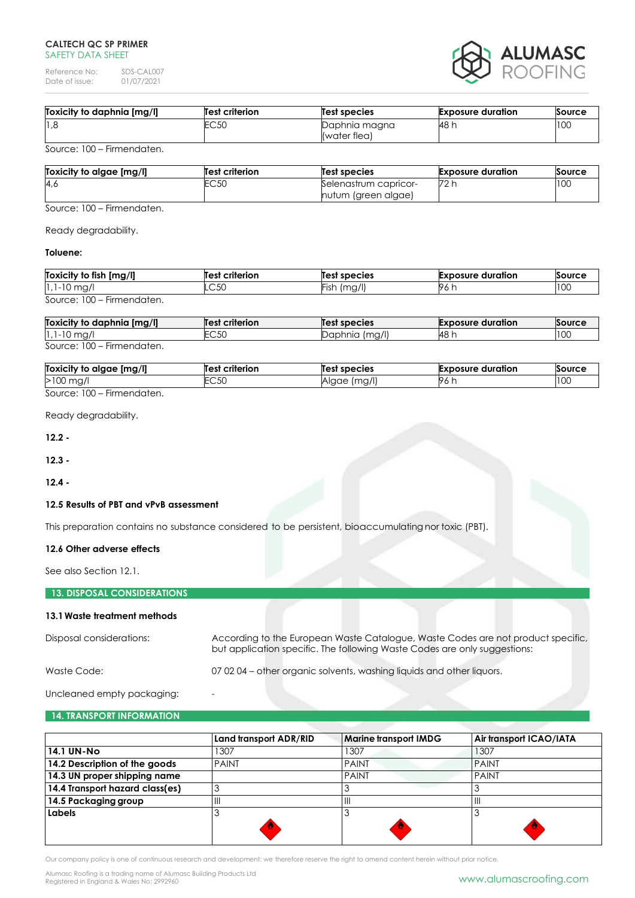| Toxicity to daphnia [mg/l] | Test criterion | Test species | Exposure duration | Source |
|---|---|---|---|---|
| 1,8 | EC50 | Daphnia magna (water flea) | 48 h | 100 |

Source: 100 – Firmendaten.

| Toxicity to algae [mg/l] | Test criterion | Test species | Exposure duration | Source |
|---|---|---|---|---|
| 4,6 | EC50 | Selenastrum capricor-nutum (green algae) | 72 h | 100 |

Source: 100 – Firmendaten.

Ready degradability.

**Toluene:**

| Toxicity to fish [mg/l] | Test criterion | Test species | Exposure duration | Source |
|---|---|---|---|---|
| 1,1-10 mg/l | LC50 | Fish (mg/l) | 96 h | 100 |

Source: 100 – Firmendaten.

| Toxicity to daphnia [mg/l] | Test criterion | Test species | Exposure duration | Source |
|---|---|---|---|---|
| 1,1-10 mg/l | EC50 | Daphnia (mg/l) | 48 h | 100 |

Source: 100 – Firmendaten.

| Toxicity to algae [mg/l] | Test criterion | Test species | Exposure duration | Source |
|---|---|---|---|---|
| >100 mg/l | EC50 | Algae (mg/l) | 96 h | 100 |

Source: 100 – Firmendaten.

Ready degradability.

**12.2 -**

**12.3 -**

**12.4 -**

**12.5 Results of PBT and vPvB assessment**

This preparation contains no substance considered to be persistent, bioaccumulating nor toxic (PBT).

**12.6 Other adverse effects**

See also Section 12.1.

## 13. DISPOSAL CONSIDERATIONS

**13.1 Waste treatment methods**

Disposal considerations: According to the European Waste Catalogue, Waste Codes are not product specific, but application specific. The following Waste Codes are only suggestions:

Waste Code: 07 02 04 – other organic solvents, washing liquids and other liquors.

Uncleaned empty packaging: -

## 14. TRANSPORT INFORMATION

| | Land transport ADR/RID | Marine transport IMDG | Air transport ICAO/IATA |
|---|---|---|---|
| **14.1 UN-No** | 1307 | 1307 | 1307 |
| **14.2 Description of the goods** | PAINT | PAINT | PAINT |
| **14.3 UN proper shipping name** | | PAINT | PAINT |
| **14.4 Transport hazard class(es)** | 3 | 3 | 3 |
| **14.5 Packaging group** | III | III | III |
| **Labels** | 3 | 3 | 3 |

Our company policy is one of continuous research and development; we therefore reserve the right to amend content herein without prior notice.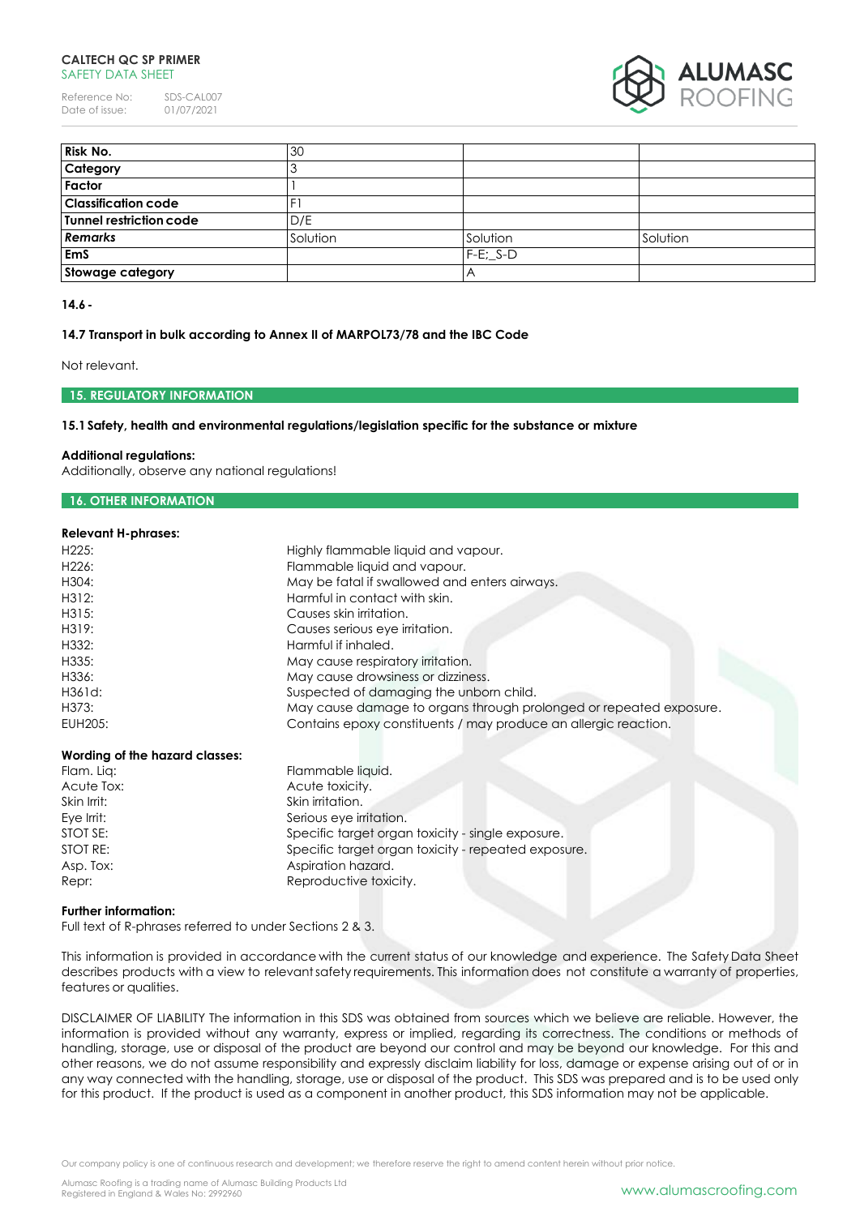| | | | |
|---|---|---|---|
| **Risk No.** | 30 | | |
| **Category** | 3 | | |
| **Factor** | 1 | | |
| **Classification code** | F1 | | |
| **Tunnel restriction code** | D/E | | |
| ***Remarks*** | Solution | Solution | Solution |
| **EmS** | | F-E;_S-D | |
| **Stowage category** | | A | |

**14.6 -**

**14.7 Transport in bulk according to Annex II of MARPOL73/78 and the IBC Code**

Not relevant.

## 15. REGULATORY INFORMATION

**15.1 Safety, health and environmental regulations/legislation specific for the substance or mixture**

**Additional regulations:**
Additionally, observe any national regulations!

## 16. OTHER INFORMATION

**Relevant H-phrases:**

| | |
|---|---|
| H225: | Highly flammable liquid and vapour. |
| H226: | Flammable liquid and vapour. |
| H304: | May be fatal if swallowed and enters airways. |
| H312: | Harmful in contact with skin. |
| H315: | Causes skin irritation. |
| H319: | Causes serious eye irritation. |
| H332: | Harmful if inhaled. |
| H335: | May cause respiratory irritation. |
| H336: | May cause drowsiness or dizziness. |
| H361d: | Suspected of damaging the unborn child. |
| H373: | May cause damage to organs through prolonged or repeated exposure. |
| EUH205: | Contains epoxy constituents / may produce an allergic reaction. |

**Wording of the hazard classes:**

| | |
|---|---|
| Flam. Liq: | Flammable liquid. |
| Acute Tox: | Acute toxicity. |
| Skin Irrit: | Skin irritation. |
| Eye Irrit: | Serious eye irritation. |
| STOT SE: | Specific target organ toxicity - single exposure. |
| STOT RE: | Specific target organ toxicity - repeated exposure. |
| Asp. Tox: | Aspiration hazard. |
| Repr: | Reproductive toxicity. |

**Further information:**
Full text of R-phrases referred to under Sections 2 & 3.

This information is provided in accordance with the current status of our knowledge and experience. The Safety Data Sheet describes products with a view to relevant safety requirements. This information does not constitute a warranty of properties, features or qualities.

DISCLAIMER OF LIABILITY The information in this SDS was obtained from sources which we believe are reliable. However, the information is provided without any warranty, express or implied, regarding its correctness. The conditions or methods of handling, storage, use or disposal of the product are beyond our control and may be beyond our knowledge. For this and other reasons, we do not assume responsibility and expressly disclaim liability for loss, damage or expense arising out of or in any way connected with the handling, storage, use or disposal of the product. This SDS was prepared and is to be used only for this product. If the product is used as a component in another product, this SDS information may not be applicable.